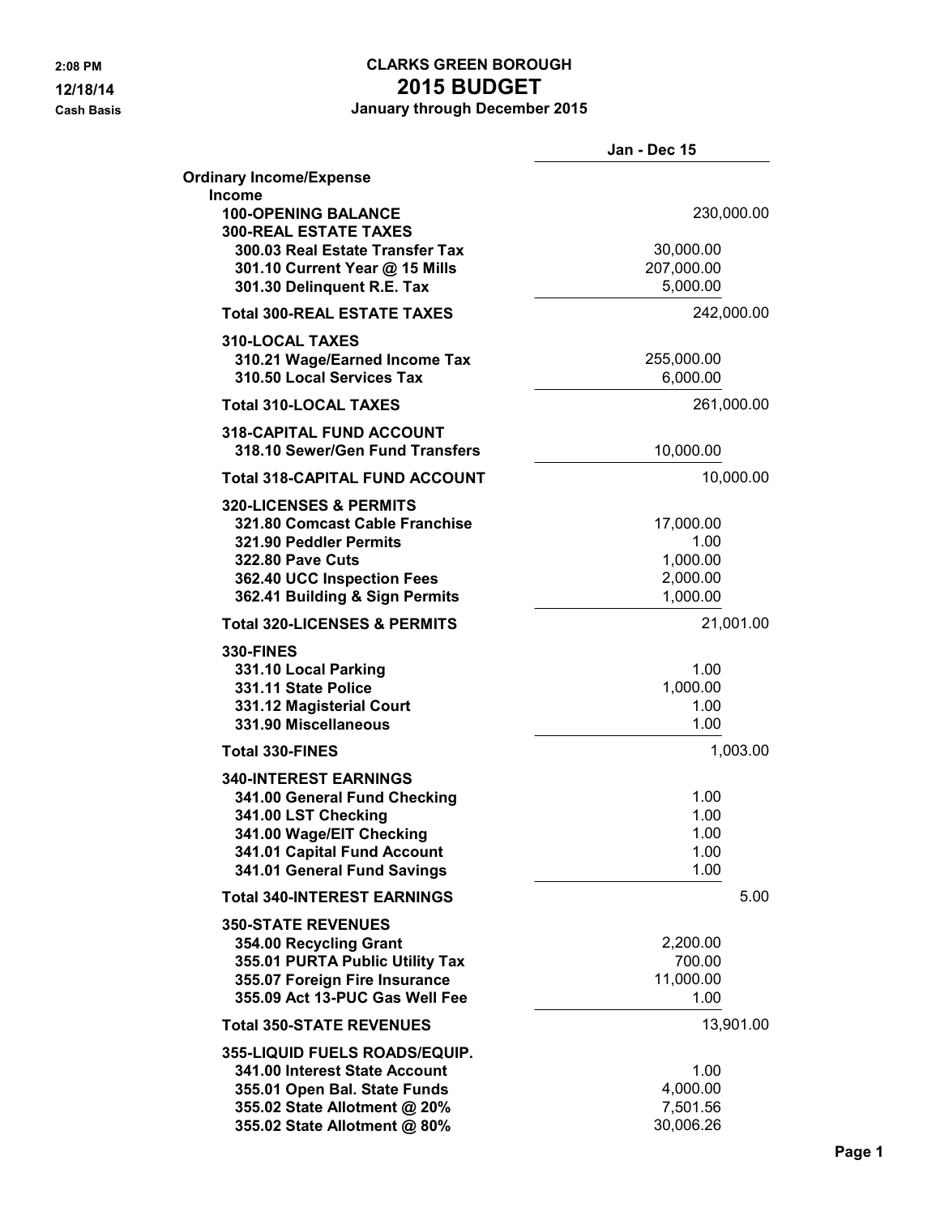2:08 PM
12/18/14
Cash Basis

# CLARKS GREEN BOROUGH
## 2015 BUDGET
### January through December 2015

| | Jan - Dec 15 | |
|---|---|---|
| **Ordinary Income/Expense** | | |
| **Income** | | |
| **100-OPENING BALANCE** | | 230,000.00 |
| **300-REAL ESTATE TAXES** | | |
| **300.03 Real Estate Transfer Tax** | 30,000.00 | |
| **301.10 Current Year @ 15 Mills** | 207,000.00 | |
| **301.30 Delinquent R.E. Tax** | 5,000.00 | |
| **Total 300-REAL ESTATE TAXES** | | 242,000.00 |
| **310-LOCAL TAXES** | | |
| **310.21 Wage/Earned Income Tax** | 255,000.00 | |
| **310.50 Local Services Tax** | 6,000.00 | |
| **Total 310-LOCAL TAXES** | | 261,000.00 |
| **318-CAPITAL FUND ACCOUNT** | | |
| **318.10 Sewer/Gen Fund Transfers** | 10,000.00 | |
| **Total 318-CAPITAL FUND ACCOUNT** | | 10,000.00 |
| **320-LICENSES & PERMITS** | | |
| **321.80 Comcast Cable Franchise** | 17,000.00 | |
| **321.90 Peddler Permits** | 1.00 | |
| **322.80 Pave Cuts** | 1,000.00 | |
| **362.40 UCC Inspection Fees** | 2,000.00 | |
| **362.41 Building & Sign Permits** | 1,000.00 | |
| **Total 320-LICENSES & PERMITS** | | 21,001.00 |
| **330-FINES** | | |
| **331.10 Local Parking** | 1.00 | |
| **331.11 State Police** | 1,000.00 | |
| **331.12 Magisterial Court** | 1.00 | |
| **331.90 Miscellaneous** | 1.00 | |
| **Total 330-FINES** | | 1,003.00 |
| **340-INTEREST EARNINGS** | | |
| **341.00 General Fund Checking** | 1.00 | |
| **341.00 LST Checking** | 1.00 | |
| **341.00 Wage/EIT Checking** | 1.00 | |
| **341.01 Capital Fund Account** | 1.00 | |
| **341.01 General Fund Savings** | 1.00 | |
| **Total 340-INTEREST EARNINGS** | | 5.00 |
| **350-STATE REVENUES** | | |
| **354.00 Recycling Grant** | 2,200.00 | |
| **355.01 PURTA Public Utility Tax** | 700.00 | |
| **355.07 Foreign Fire Insurance** | 11,000.00 | |
| **355.09 Act 13-PUC Gas Well Fee** | 1.00 | |
| **Total 350-STATE REVENUES** | | 13,901.00 |
| **355-LIQUID FUELS ROADS/EQUIP.** | | |
| **341.00 Interest State Account** | 1.00 | |
| **355.01 Open Bal. State Funds** | 4,000.00 | |
| **355.02 State Allotment @ 20%** | 7,501.56 | |
| **355.02 State Allotment @ 80%** | 30,006.26 | |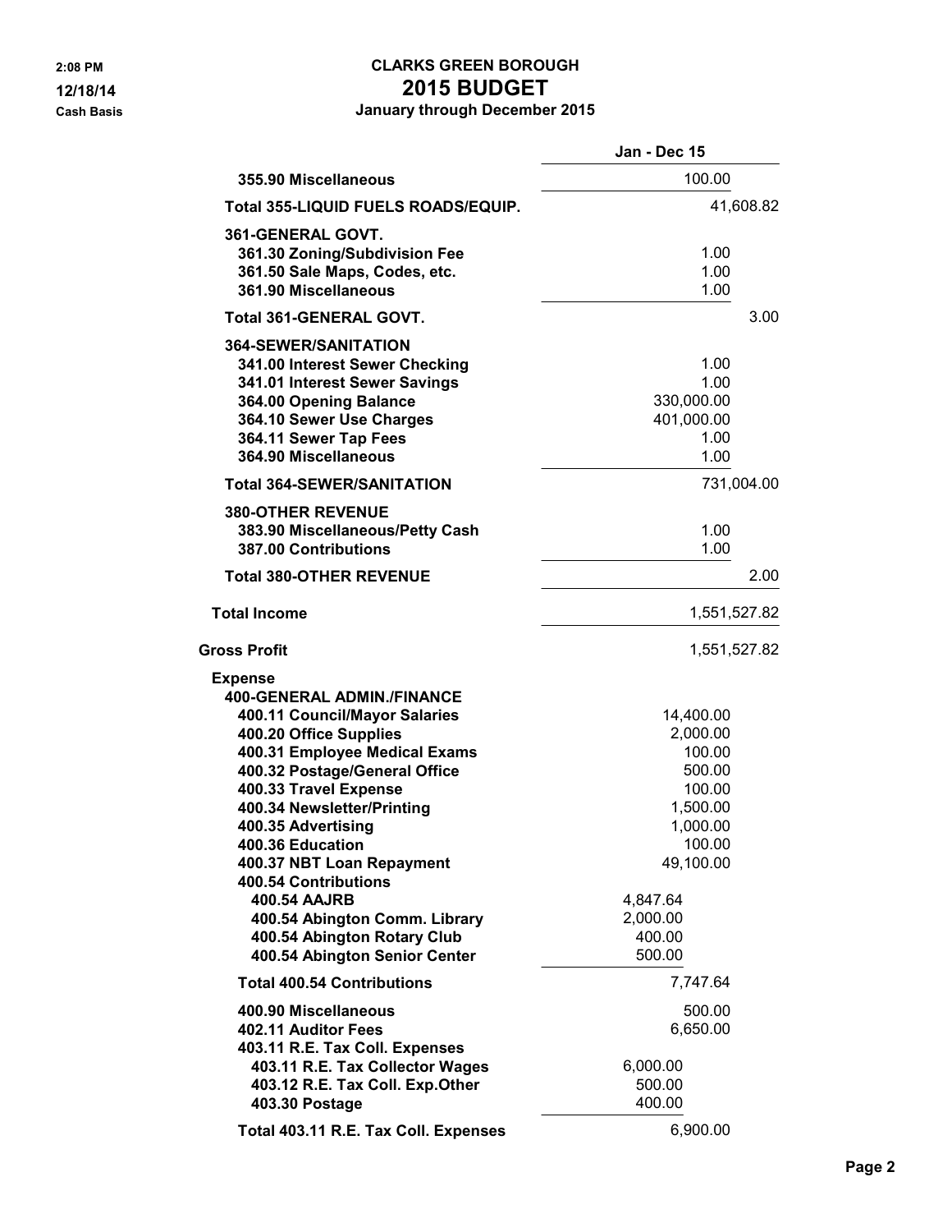## CLARKS GREEN BOROUGH
# 2015 BUDGET
### January through December 2015

Cash Basis

| | Jan - Dec 15 | |
|---|---|---|
| 355.90 Miscellaneous | 100.00 | |
| **Total 355-LIQUID FUELS ROADS/EQUIP.** | | 41,608.82 |
| **361-GENERAL GOVT.** | | |
| 361.30 Zoning/Subdivision Fee | 1.00 | |
| 361.50 Sale Maps, Codes, etc. | 1.00 | |
| 361.90 Miscellaneous | 1.00 | |
| **Total 361-GENERAL GOVT.** | | 3.00 |
| **364-SEWER/SANITATION** | | |
| 341.00 Interest Sewer Checking | 1.00 | |
| 341.01 Interest Sewer Savings | 1.00 | |
| 364.00 Opening Balance | 330,000.00 | |
| 364.10 Sewer Use Charges | 401,000.00 | |
| 364.11 Sewer Tap Fees | 1.00 | |
| 364.90 Miscellaneous | 1.00 | |
| **Total 364-SEWER/SANITATION** | | 731,004.00 |
| **380-OTHER REVENUE** | | |
| 383.90 Miscellaneous/Petty Cash | 1.00 | |
| 387.00 Contributions | 1.00 | |
| **Total 380-OTHER REVENUE** | | 2.00 |
| **Total Income** | | 1,551,527.82 |
| **Gross Profit** | | 1,551,527.82 |
| **Expense** | | |
| **400-GENERAL ADMIN./FINANCE** | | |
| 400.11 Council/Mayor Salaries | 14,400.00 | |
| 400.20 Office Supplies | 2,000.00 | |
| 400.31 Employee Medical Exams | 100.00 | |
| 400.32 Postage/General Office | 500.00 | |
| 400.33 Travel Expense | 100.00 | |
| 400.34 Newsletter/Printing | 1,500.00 | |
| 400.35 Advertising | 1,000.00 | |
| 400.36 Education | 100.00 | |
| 400.37 NBT Loan Repayment | 49,100.00 | |
| **400.54 Contributions** | | |
| 400.54 AAJRB | 4,847.64 | |
| 400.54 Abington Comm. Library | 2,000.00 | |
| 400.54 Abington Rotary Club | 400.00 | |
| 400.54 Abington Senior Center | 500.00 | |
| **Total 400.54 Contributions** | 7,747.64 | |
| 400.90 Miscellaneous | 500.00 | |
| 402.11 Auditor Fees | 6,650.00 | |
| **403.11 R.E. Tax Coll. Expenses** | | |
| 403.11 R.E. Tax Collector Wages | 6,000.00 | |
| 403.12 R.E. Tax Coll. Exp.Other | 500.00 | |
| 403.30 Postage | 400.00 | |
| **Total 403.11 R.E. Tax Coll. Expenses** | 6,900.00 | |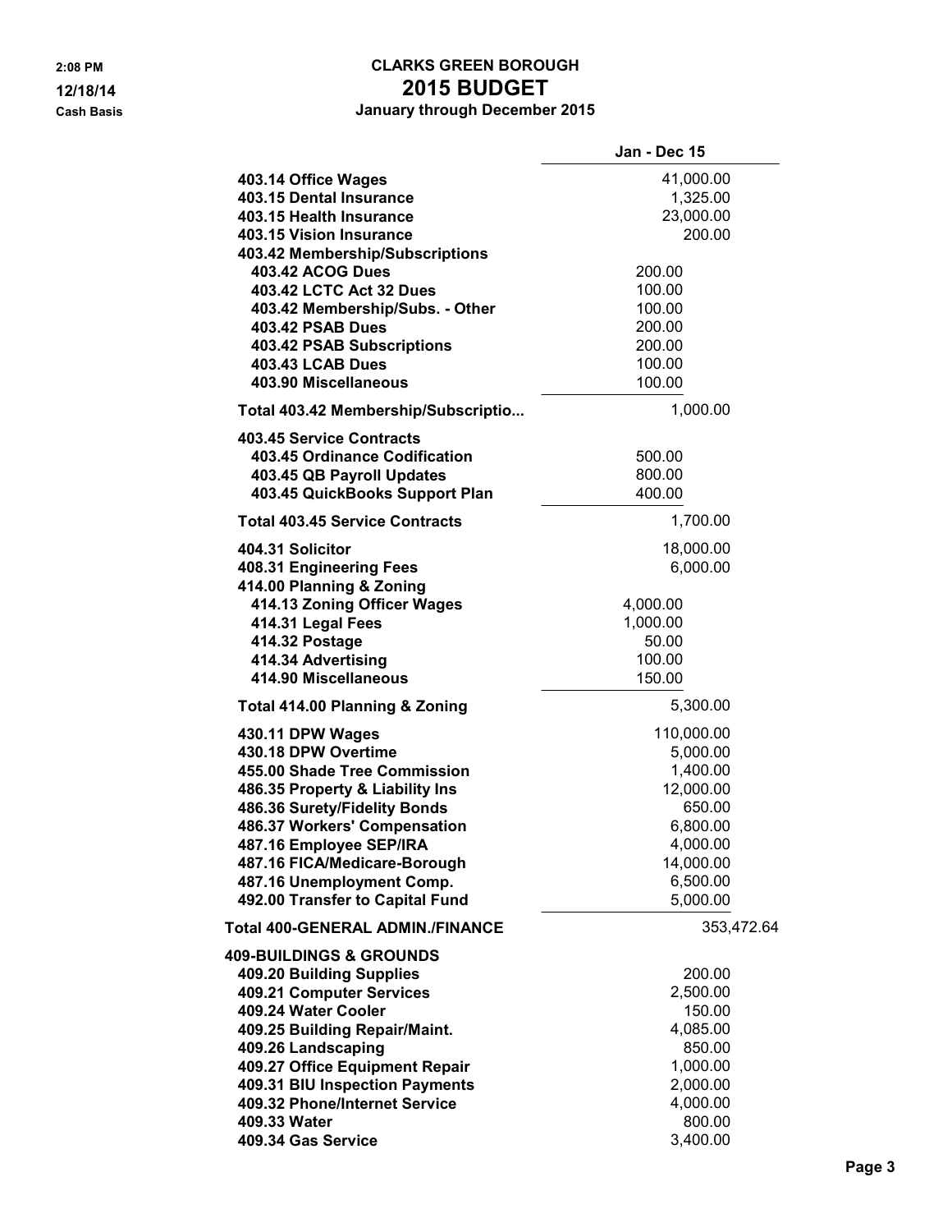# CLARKS GREEN BOROUGH
## 2015 BUDGET
### January through December 2015

2:08 PM
12/18/14
Cash Basis

| | | Jan - Dec 15 |
|---|---|---|
| **403.14 Office Wages** | | 41,000.00 |
| **403.15 Dental Insurance** | | 1,325.00 |
| **403.15 Health Insurance** | | 23,000.00 |
| **403.15 Vision Insurance** | | 200.00 |
| **403.42 Membership/Subscriptions** | | |
| **403.42 ACOG Dues** | 200.00 | |
| **403.42 LCTC Act 32 Dues** | 100.00 | |
| **403.42 Membership/Subs. - Other** | 100.00 | |
| **403.42 PSAB Dues** | 200.00 | |
| **403.42 PSAB Subscriptions** | 200.00 | |
| **403.43 LCAB Dues** | 100.00 | |
| **403.90 Miscellaneous** | 100.00 | |
| **Total 403.42 Membership/Subscriptio...** | | 1,000.00 |
| **403.45 Service Contracts** | | |
| **403.45 Ordinance Codification** | 500.00 | |
| **403.45 QB Payroll Updates** | 800.00 | |
| **403.45 QuickBooks Support Plan** | 400.00 | |
| **Total 403.45 Service Contracts** | | 1,700.00 |
| **404.31 Solicitor** | | 18,000.00 |
| **408.31 Engineering Fees** | | 6,000.00 |
| **414.00 Planning & Zoning** | | |
| **414.13 Zoning Officer Wages** | 4,000.00 | |
| **414.31 Legal Fees** | 1,000.00 | |
| **414.32 Postage** | 50.00 | |
| **414.34 Advertising** | 100.00 | |
| **414.90 Miscellaneous** | 150.00 | |
| **Total 414.00 Planning & Zoning** | | 5,300.00 |
| **430.11 DPW Wages** | | 110,000.00 |
| **430.18 DPW Overtime** | | 5,000.00 |
| **455.00 Shade Tree Commission** | | 1,400.00 |
| **486.35 Property & Liability Ins** | | 12,000.00 |
| **486.36 Surety/Fidelity Bonds** | | 650.00 |
| **486.37 Workers' Compensation** | | 6,800.00 |
| **487.16 Employee SEP/IRA** | | 4,000.00 |
| **487.16 FICA/Medicare-Borough** | | 14,000.00 |
| **487.16 Unemployment Comp.** | | 6,500.00 |
| **492.00 Transfer to Capital Fund** | | 5,000.00 |
| **Total 400-GENERAL ADMIN./FINANCE** | | 353,472.64 |
| **409-BUILDINGS & GROUNDS** | | |
| **409.20 Building Supplies** | | 200.00 |
| **409.21 Computer Services** | | 2,500.00 |
| **409.24 Water Cooler** | | 150.00 |
| **409.25 Building Repair/Maint.** | | 4,085.00 |
| **409.26 Landscaping** | | 850.00 |
| **409.27 Office Equipment Repair** | | 1,000.00 |
| **409.31 BIU Inspection Payments** | | 2,000.00 |
| **409.32 Phone/Internet Service** | | 4,000.00 |
| **409.33 Water** | | 800.00 |
| **409.34 Gas Service** | | 3,400.00 |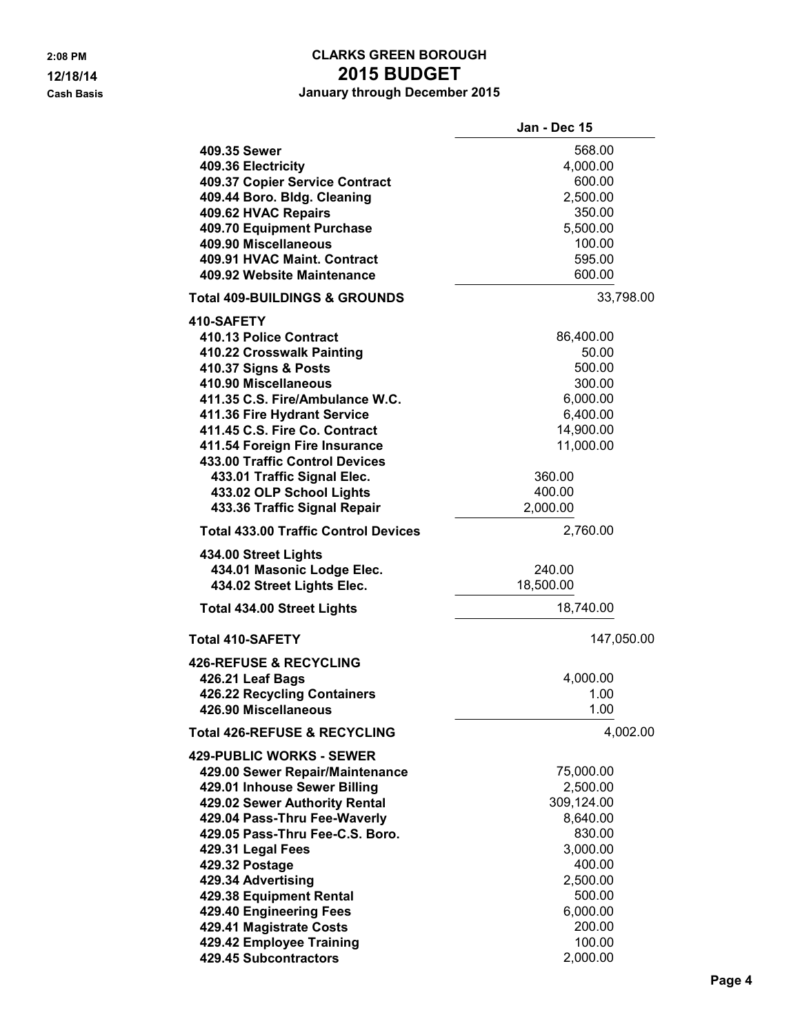**CLARKS GREEN BOROUGH**
# 2015 BUDGET
**January through December 2015**

2:08 PM
12/18/14
Cash Basis

| | | Jan - Dec 15 |
|---|---|---|
| 409.35 Sewer | | 568.00 |
| 409.36 Electricity | | 4,000.00 |
| 409.37 Copier Service Contract | | 600.00 |
| 409.44 Boro. Bldg. Cleaning | | 2,500.00 |
| 409.62 HVAC Repairs | | 350.00 |
| 409.70 Equipment Purchase | | 5,500.00 |
| 409.90 Miscellaneous | | 100.00 |
| 409.91 HVAC Maint. Contract | | 595.00 |
| 409.92 Website Maintenance | | 600.00 |
| **Total 409-BUILDINGS & GROUNDS** | | 33,798.00 |
| **410-SAFETY** | | |
| 410.13 Police Contract | | 86,400.00 |
| 410.22 Crosswalk Painting | | 50.00 |
| 410.37 Signs & Posts | | 500.00 |
| 410.90 Miscellaneous | | 300.00 |
| 411.35 C.S. Fire/Ambulance W.C. | | 6,000.00 |
| 411.36 Fire Hydrant Service | | 6,400.00 |
| 411.45 C.S. Fire Co. Contract | | 14,900.00 |
| 411.54 Foreign Fire Insurance | | 11,000.00 |
| 433.00 Traffic Control Devices | | |
| 433.01 Traffic Signal Elec. | 360.00 | |
| 433.02 OLP School Lights | 400.00 | |
| 433.36 Traffic Signal Repair | 2,000.00 | |
| **Total 433.00 Traffic Control Devices** | | 2,760.00 |
| 434.00 Street Lights | | |
| 434.01 Masonic Lodge Elec. | 240.00 | |
| 434.02 Street Lights Elec. | 18,500.00 | |
| **Total 434.00 Street Lights** | | 18,740.00 |
| **Total 410-SAFETY** | | 147,050.00 |
| **426-REFUSE & RECYCLING** | | |
| 426.21 Leaf Bags | | 4,000.00 |
| 426.22 Recycling Containers | | 1.00 |
| 426.90 Miscellaneous | | 1.00 |
| **Total 426-REFUSE & RECYCLING** | | 4,002.00 |
| **429-PUBLIC WORKS - SEWER** | | |
| 429.00 Sewer Repair/Maintenance | | 75,000.00 |
| 429.01 Inhouse Sewer Billing | | 2,500.00 |
| 429.02 Sewer Authority Rental | | 309,124.00 |
| 429.04 Pass-Thru Fee-Waverly | | 8,640.00 |
| 429.05 Pass-Thru Fee-C.S. Boro. | | 830.00 |
| 429.31 Legal Fees | | 3,000.00 |
| 429.32 Postage | | 400.00 |
| 429.34 Advertising | | 2,500.00 |
| 429.38 Equipment Rental | | 500.00 |
| 429.40 Engineering Fees | | 6,000.00 |
| 429.41 Magistrate Costs | | 200.00 |
| 429.42 Employee Training | | 100.00 |
| 429.45 Subcontractors | | 2,000.00 |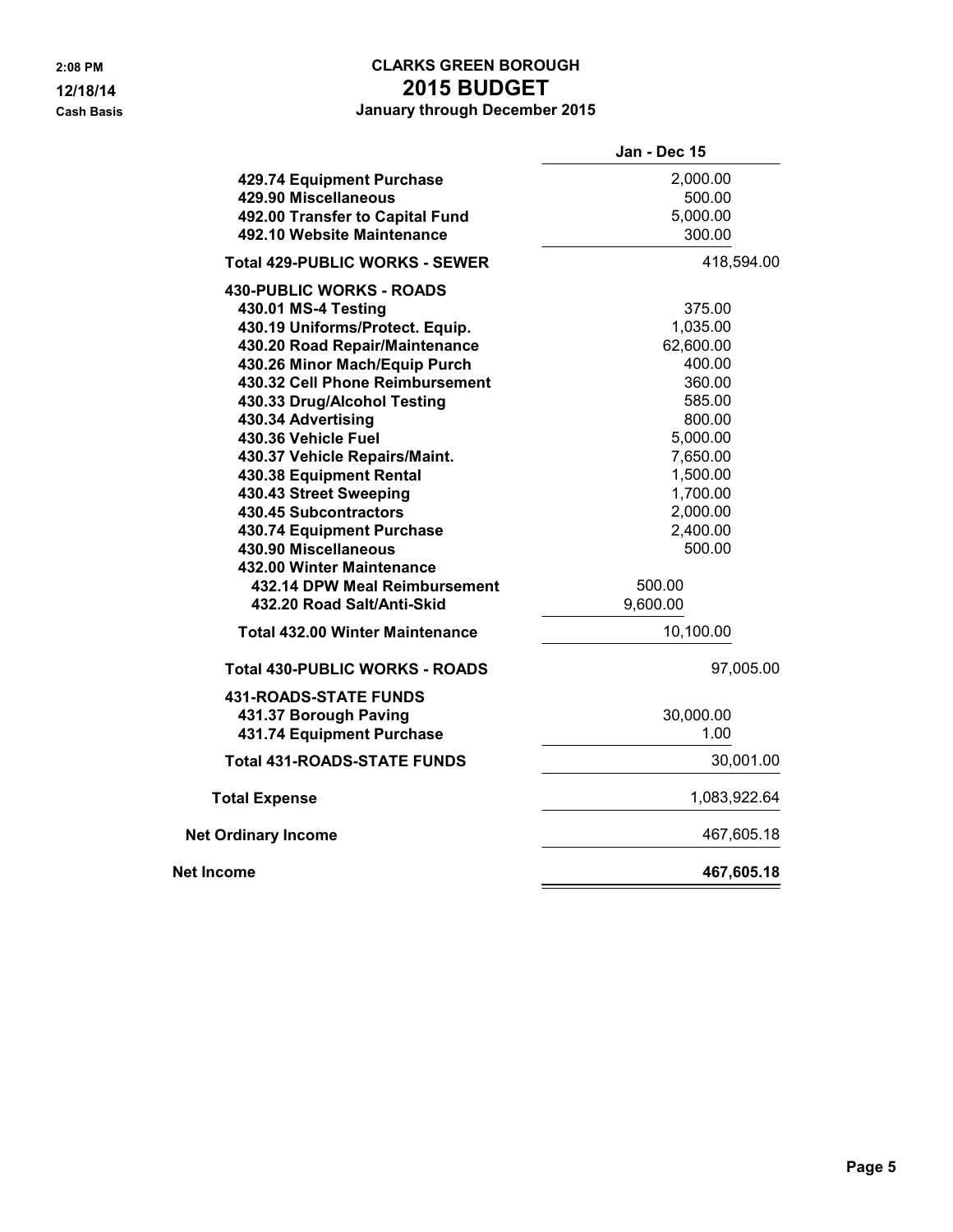# CLARKS GREEN BOROUGH

## 2015 BUDGET

### January through December 2015

2:08 PM
12/18/14
Cash Basis

| | Jan - Dec 15 |
|---|---|
| 429.74 Equipment Purchase | 2,000.00 |
| 429.90 Miscellaneous | 500.00 |
| 492.00 Transfer to Capital Fund | 5,000.00 |
| 492.10 Website Maintenance | 300.00 |
| **Total 429-PUBLIC WORKS - SEWER** | 418,594.00 |
| **430-PUBLIC WORKS - ROADS** | |
| 430.01 MS-4 Testing | 375.00 |
| 430.19 Uniforms/Protect. Equip. | 1,035.00 |
| 430.20 Road Repair/Maintenance | 62,600.00 |
| 430.26 Minor Mach/Equip Purch | 400.00 |
| 430.32 Cell Phone Reimbursement | 360.00 |
| 430.33 Drug/Alcohol Testing | 585.00 |
| 430.34 Advertising | 800.00 |
| 430.36 Vehicle Fuel | 5,000.00 |
| 430.37 Vehicle Repairs/Maint. | 7,650.00 |
| 430.38 Equipment Rental | 1,500.00 |
| 430.43 Street Sweeping | 1,700.00 |
| 430.45 Subcontractors | 2,000.00 |
| 430.74 Equipment Purchase | 2,400.00 |
| 430.90 Miscellaneous | 500.00 |
| 432.00 Winter Maintenance | |
| 432.14 DPW Meal Reimbursement | 500.00 |
| 432.20 Road Salt/Anti-Skid | 9,600.00 |
| **Total 432.00 Winter Maintenance** | 10,100.00 |
| **Total 430-PUBLIC WORKS - ROADS** | 97,005.00 |
| **431-ROADS-STATE FUNDS** | |
| 431.37 Borough Paving | 30,000.00 |
| 431.74 Equipment Purchase | 1.00 |
| **Total 431-ROADS-STATE FUNDS** | 30,001.00 |
| **Total Expense** | 1,083,922.64 |
| **Net Ordinary Income** | 467,605.18 |
| **Net Income** | **467,605.18** |